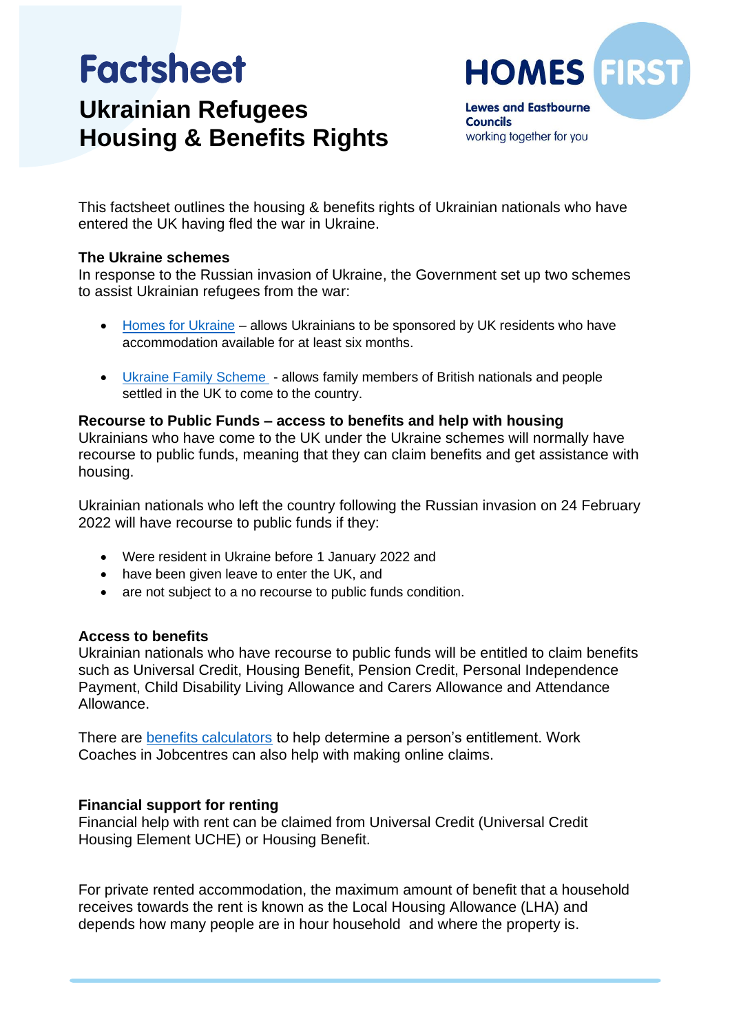# Factsheet

## Ukrainian Refugees Housing & Benefits Rights

HOMES FIRST
Lewes and Eastbourne Councils
working together for you

This factsheet outlines the housing & benefits rights of Ukrainian nationals who have entered the UK having fled the war in Ukraine.

**The Ukraine schemes**

In response to the Russian invasion of Ukraine, the Government set up two schemes to assist Ukrainian refugees from the war:

- Homes for Ukraine – allows Ukrainians to be sponsored by UK residents who have accommodation available for at least six months.
- Ukraine Family Scheme - allows family members of British nationals and people settled in the UK to come to the country.

**Recourse to Public Funds – access to benefits and help with housing**

Ukrainians who have come to the UK under the Ukraine schemes will normally have recourse to public funds, meaning that they can claim benefits and get assistance with housing.

Ukrainian nationals who left the country following the Russian invasion on 24 February 2022 will have recourse to public funds if they:

- Were resident in Ukraine before 1 January 2022 and
- have been given leave to enter the UK, and
- are not subject to a no recourse to public funds condition.

**Access to benefits**

Ukrainian nationals who have recourse to public funds will be entitled to claim benefits such as Universal Credit, Housing Benefit, Pension Credit, Personal Independence Payment, Child Disability Living Allowance and Carers Allowance and Attendance Allowance.

There are benefits calculators to help determine a person's entitlement. Work Coaches in Jobcentres can also help with making online claims.

**Financial support for renting**

Financial help with rent can be claimed from Universal Credit (Universal Credit Housing Element UCHE) or Housing Benefit.

For private rented accommodation, the maximum amount of benefit that a household receives towards the rent is known as the Local Housing Allowance (LHA) and depends how many people are in hour household and where the property is.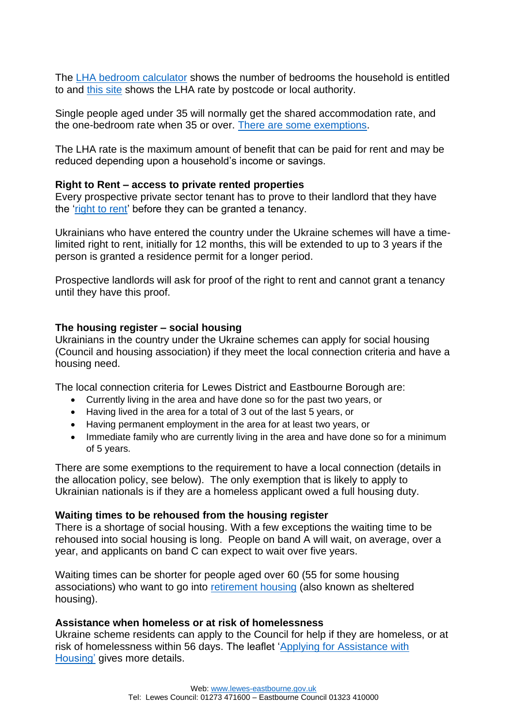The [LHA bedroom calculator] shows the number of bedrooms the household is entitled to and [this site] shows the LHA rate by postcode or local authority.

Single people aged under 35 will normally get the shared accommodation rate, and the one-bedroom rate when 35 or over. [There are some exemptions].

The LHA rate is the maximum amount of benefit that can be paid for rent and may be reduced depending upon a household's income or savings.

**Right to Rent – access to private rented properties**

Every prospective private sector tenant has to prove to their landlord that they have the '[right to rent]' before they can be granted a tenancy.

Ukrainians who have entered the country under the Ukraine schemes will have a time-limited right to rent, initially for 12 months, this will be extended to up to 3 years if the person is granted a residence permit for a longer period.

Prospective landlords will ask for proof of the right to rent and cannot grant a tenancy until they have this proof.

**The housing register – social housing**

Ukrainians in the country under the Ukraine schemes can apply for social housing (Council and housing association) if they meet the local connection criteria and have a housing need.

The local connection criteria for Lewes District and Eastbourne Borough are:

- Currently living in the area and have done so for the past two years, or
- Having lived in the area for a total of 3 out of the last 5 years, or
- Having permanent employment in the area for at least two years, or
- Immediate family who are currently living in the area and have done so for a minimum of 5 years.

There are some exemptions to the requirement to have a local connection (details in the allocation policy, see below). The only exemption that is likely to apply to Ukrainian nationals is if they are a homeless applicant owed a full housing duty.

**Waiting times to be rehoused from the housing register**

There is a shortage of social housing. With a few exceptions the waiting time to be rehoused into social housing is long. People on band A will wait, on average, over a year, and applicants on band C can expect to wait over five years.

Waiting times can be shorter for people aged over 60 (55 for some housing associations) who want to go into [retirement housing] (also known as sheltered housing).

**Assistance when homeless or at risk of homelessness**

Ukraine scheme residents can apply to the Council for help if they are homeless, or at risk of homelessness within 56 days. The leaflet '[Applying for Assistance with Housing]' gives more details.

Web: www.lewes-eastbourne.gov.uk
Tel: Lewes Council: 01273 471600 – Eastbourne Council 01323 410000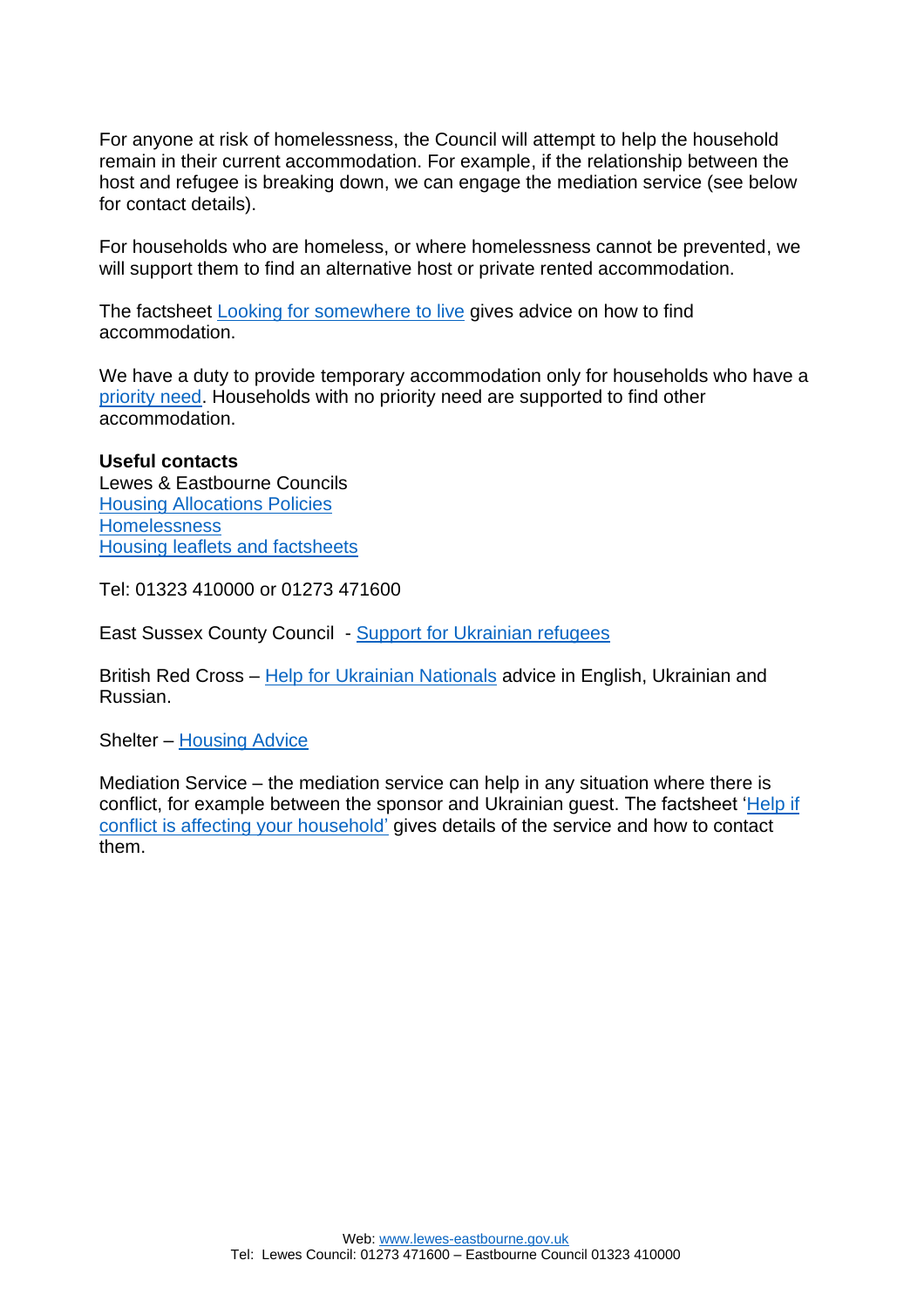For anyone at risk of homelessness, the Council will attempt to help the household remain in their current accommodation. For example, if the relationship between the host and refugee is breaking down, we can engage the mediation service (see below for contact details).

For households who are homeless, or where homelessness cannot be prevented, we will support them to find an alternative host or private rented accommodation.

The factsheet Looking for somewhere to live gives advice on how to find accommodation.

We have a duty to provide temporary accommodation only for households who have a priority need. Households with no priority need are supported to find other accommodation.

**Useful contacts**
Lewes & Eastbourne Councils
Housing Allocations Policies
Homelessness
Housing leaflets and factsheets

Tel: 01323 410000 or 01273 471600

East Sussex County Council - Support for Ukrainian refugees

British Red Cross – Help for Ukrainian Nationals advice in English, Ukrainian and Russian.

Shelter – Housing Advice

Mediation Service – the mediation service can help in any situation where there is conflict, for example between the sponsor and Ukrainian guest. The factsheet 'Help if conflict is affecting your household' gives details of the service and how to contact them.